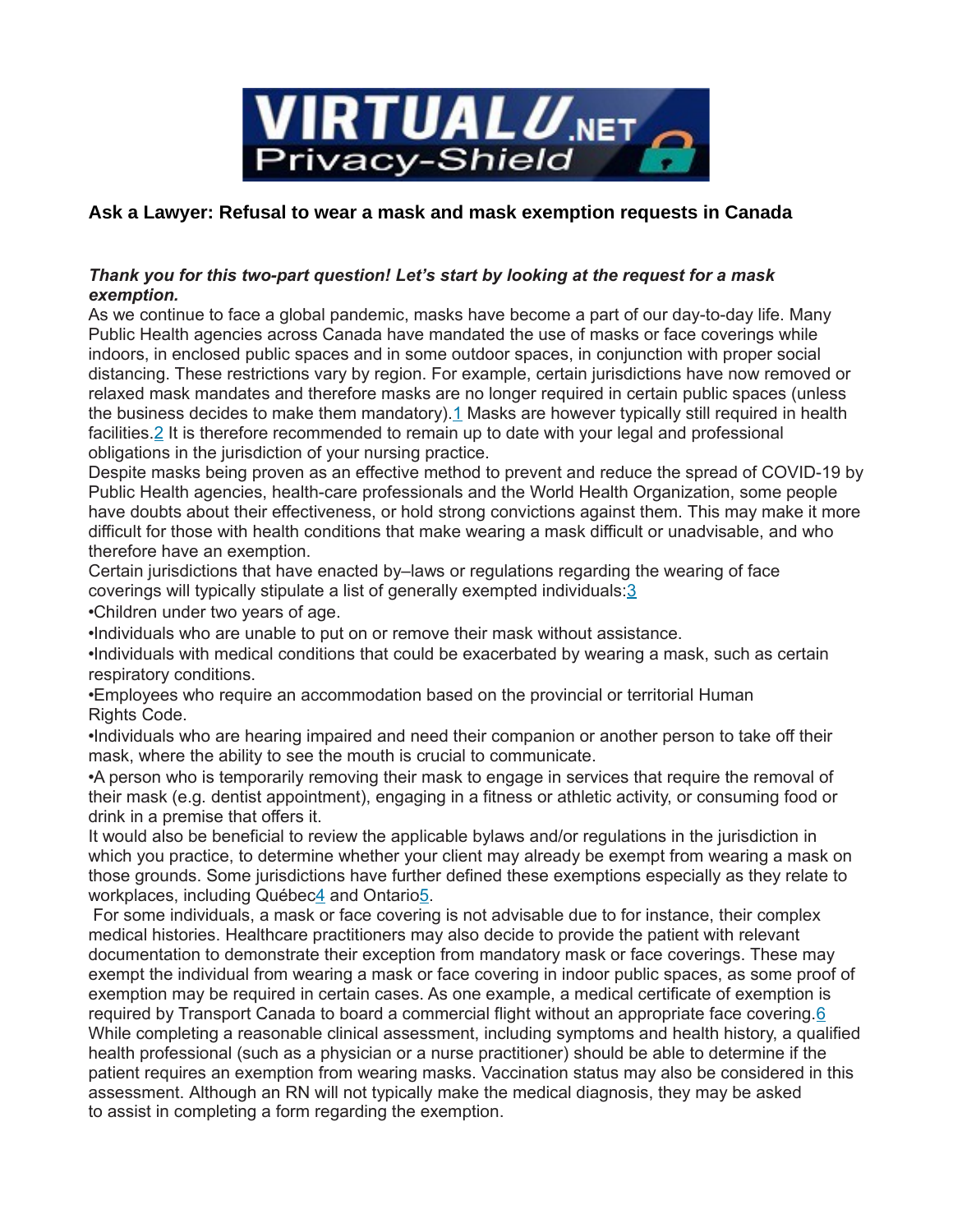# Ask a Lawyer: Refusal to wear a mask and mask exemption requests in Canada

***Thank you for this two-part question! Let's start by looking at the request for a mask exemption.***

As we continue to face a global pandemic, masks have become a part of our day-to-day life. Many Public Health agencies across Canada have mandated the use of masks or face coverings while indoors, in enclosed public spaces and in some outdoor spaces, in conjunction with proper social distancing. These restrictions vary by region. For example, certain jurisdictions have now removed or relaxed mask mandates and therefore masks are no longer required in certain public spaces (unless the business decides to make them mandatory).[1] Masks are however typically still required in health facilities.[2] It is therefore recommended to remain up to date with your legal and professional obligations in the jurisdiction of your nursing practice.

Despite masks being proven as an effective method to prevent and reduce the spread of COVID-19 by Public Health agencies, health-care professionals and the World Health Organization, some people have doubts about their effectiveness, or hold strong convictions against them. This may make it more difficult for those with health conditions that make wearing a mask difficult or unadvisable, and who therefore have an exemption.

Certain jurisdictions that have enacted by–laws or regulations regarding the wearing of face coverings will typically stipulate a list of generally exempted individuals:[3]

- Children under two years of age.
- Individuals who are unable to put on or remove their mask without assistance.
- Individuals with medical conditions that could be exacerbated by wearing a mask, such as certain respiratory conditions.
- Employees who require an accommodation based on the provincial or territorial Human Rights Code.
- Individuals who are hearing impaired and need their companion or another person to take off their mask, where the ability to see the mouth is crucial to communicate.
- A person who is temporarily removing their mask to engage in services that require the removal of their mask (e.g. dentist appointment), engaging in a fitness or athletic activity, or consuming food or drink in a premise that offers it.

It would also be beneficial to review the applicable bylaws and/or regulations in the jurisdiction in which you practice, to determine whether your client may already be exempt from wearing a mask on those grounds. Some jurisdictions have further defined these exemptions especially as they relate to workplaces, including Québec[4] and Ontario[5].

For some individuals, a mask or face covering is not advisable due to for instance, their complex medical histories. Healthcare practitioners may also decide to provide the patient with relevant documentation to demonstrate their exception from mandatory mask or face coverings. These may exempt the individual from wearing a mask or face covering in indoor public spaces, as some proof of exemption may be required in certain cases. As one example, a medical certificate of exemption is required by Transport Canada to board a commercial flight without an appropriate face covering.[6] While completing a reasonable clinical assessment, including symptoms and health history, a qualified health professional (such as a physician or a nurse practitioner) should be able to determine if the patient requires an exemption from wearing masks. Vaccination status may also be considered in this assessment. Although an RN will not typically make the medical diagnosis, they may be asked to assist in completing a form regarding the exemption.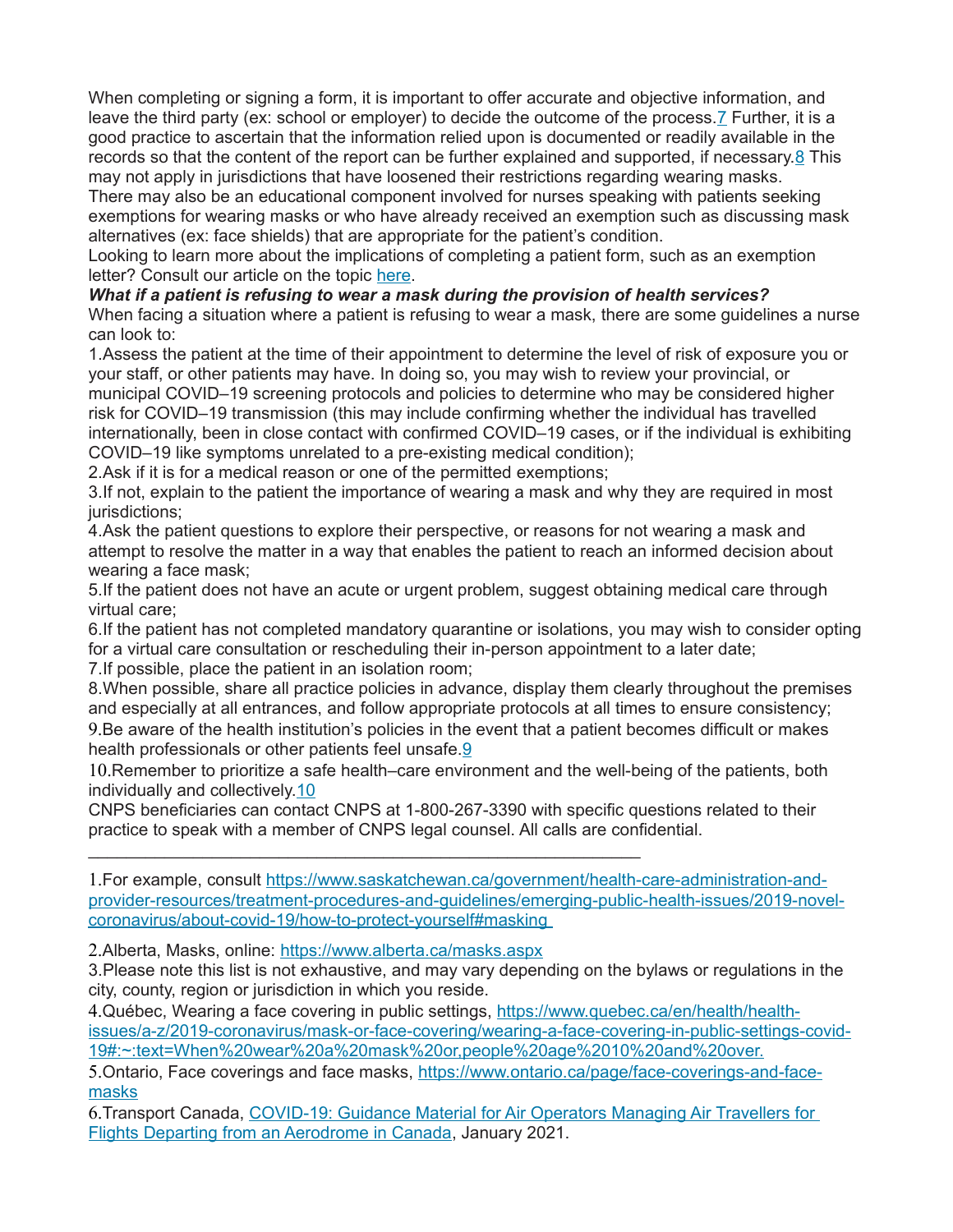When completing or signing a form, it is important to offer accurate and objective information, and leave the third party (ex: school or employer) to decide the outcome of the process.[7] Further, it is a good practice to ascertain that the information relied upon is documented or readily available in the records so that the content of the report can be further explained and supported, if necessary.[8] This may not apply in jurisdictions that have loosened their restrictions regarding wearing masks.

There may also be an educational component involved for nurses speaking with patients seeking exemptions for wearing masks or who have already received an exemption such as discussing mask alternatives (ex: face shields) that are appropriate for the patient's condition.

Looking to learn more about the implications of completing a patient form, such as an exemption letter? Consult our article on the topic [here](here).

***What if a patient is refusing to wear a mask during the provision of health services?***

When facing a situation where a patient is refusing to wear a mask, there are some guidelines a nurse can look to:

1. Assess the patient at the time of their appointment to determine the level of risk of exposure you or your staff, or other patients may have. In doing so, you may wish to review your provincial, or municipal COVID–19 screening protocols and policies to determine who may be considered higher risk for COVID–19 transmission (this may include confirming whether the individual has travelled internationally, been in close contact with confirmed COVID–19 cases, or if the individual is exhibiting COVID–19 like symptoms unrelated to a pre-existing medical condition);
2. Ask if it is for a medical reason or one of the permitted exemptions;
3. If not, explain to the patient the importance of wearing a mask and why they are required in most jurisdictions;
4. Ask the patient questions to explore their perspective, or reasons for not wearing a mask and attempt to resolve the matter in a way that enables the patient to reach an informed decision about wearing a face mask;
5. If the patient does not have an acute or urgent problem, suggest obtaining medical care through virtual care;
6. If the patient has not completed mandatory quarantine or isolations, you may wish to consider opting for a virtual care consultation or rescheduling their in-person appointment to a later date;
7. If possible, place the patient in an isolation room;
8. When possible, share all practice policies in advance, display them clearly throughout the premises and especially at all entrances, and follow appropriate protocols at all times to ensure consistency;
9. Be aware of the health institution's policies in the event that a patient becomes difficult or makes health professionals or other patients feel unsafe.[9]
10. Remember to prioritize a safe health–care environment and the well-being of the patients, both individually and collectively.[10]

CNPS beneficiaries can contact CNPS at 1-800-267-3390 with specific questions related to their practice to speak with a member of CNPS legal counsel. All calls are confidential.

---

1. For example, consult https://www.saskatchewan.ca/government/health-care-administration-and-provider-resources/treatment-procedures-and-guidelines/emerging-public-health-issues/2019-novel-coronavirus/about-covid-19/how-to-protect-yourself#masking
2. Alberta, Masks, online: https://www.alberta.ca/masks.aspx
3. Please note this list is not exhaustive, and may vary depending on the bylaws or regulations in the city, county, region or jurisdiction in which you reside.
4. Québec, Wearing a face covering in public settings, https://www.quebec.ca/en/health/health-issues/a-z/2019-coronavirus/mask-or-face-covering/wearing-a-face-covering-in-public-settings-covid-19#:~:text=When%20wear%20a%20mask%20or,people%20age%2010%20and%20over.
5. Ontario, Face coverings and face masks, https://www.ontario.ca/page/face-coverings-and-face-masks
6. Transport Canada, COVID-19: Guidance Material for Air Operators Managing Air Travellers for Flights Departing from an Aerodrome in Canada, January 2021.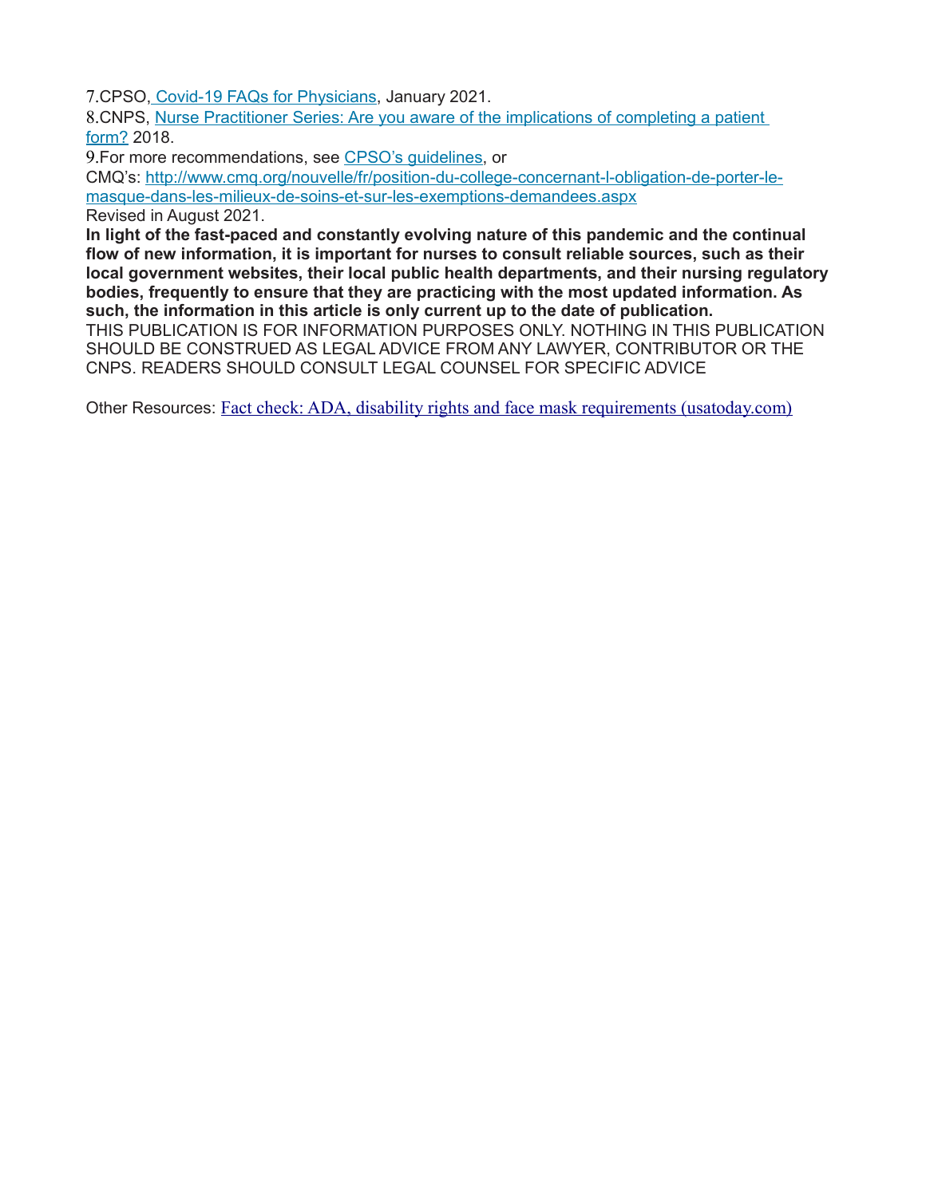7.CPSO, Covid-19 FAQs for Physicians, January 2021.

8.CNPS, Nurse Practitioner Series: Are you aware of the implications of completing a patient form? 2018.

9.For more recommendations, see CPSO's guidelines, or CMQ's: http://www.cmq.org/nouvelle/fr/position-du-college-concernant-l-obligation-de-porter-le-masque-dans-les-milieux-de-soins-et-sur-les-exemptions-demandees.aspx

Revised in August 2021.

**In light of the fast-paced and constantly evolving nature of this pandemic and the continual flow of new information, it is important for nurses to consult reliable sources, such as their local government websites, their local public health departments, and their nursing regulatory bodies, frequently to ensure that they are practicing with the most updated information. As such, the information in this article is only current up to the date of publication.**

THIS PUBLICATION IS FOR INFORMATION PURPOSES ONLY. NOTHING IN THIS PUBLICATION SHOULD BE CONSTRUED AS LEGAL ADVICE FROM ANY LAWYER, CONTRIBUTOR OR THE CNPS. READERS SHOULD CONSULT LEGAL COUNSEL FOR SPECIFIC ADVICE

Other Resources: Fact check: ADA, disability rights and face mask requirements (usatoday.com)